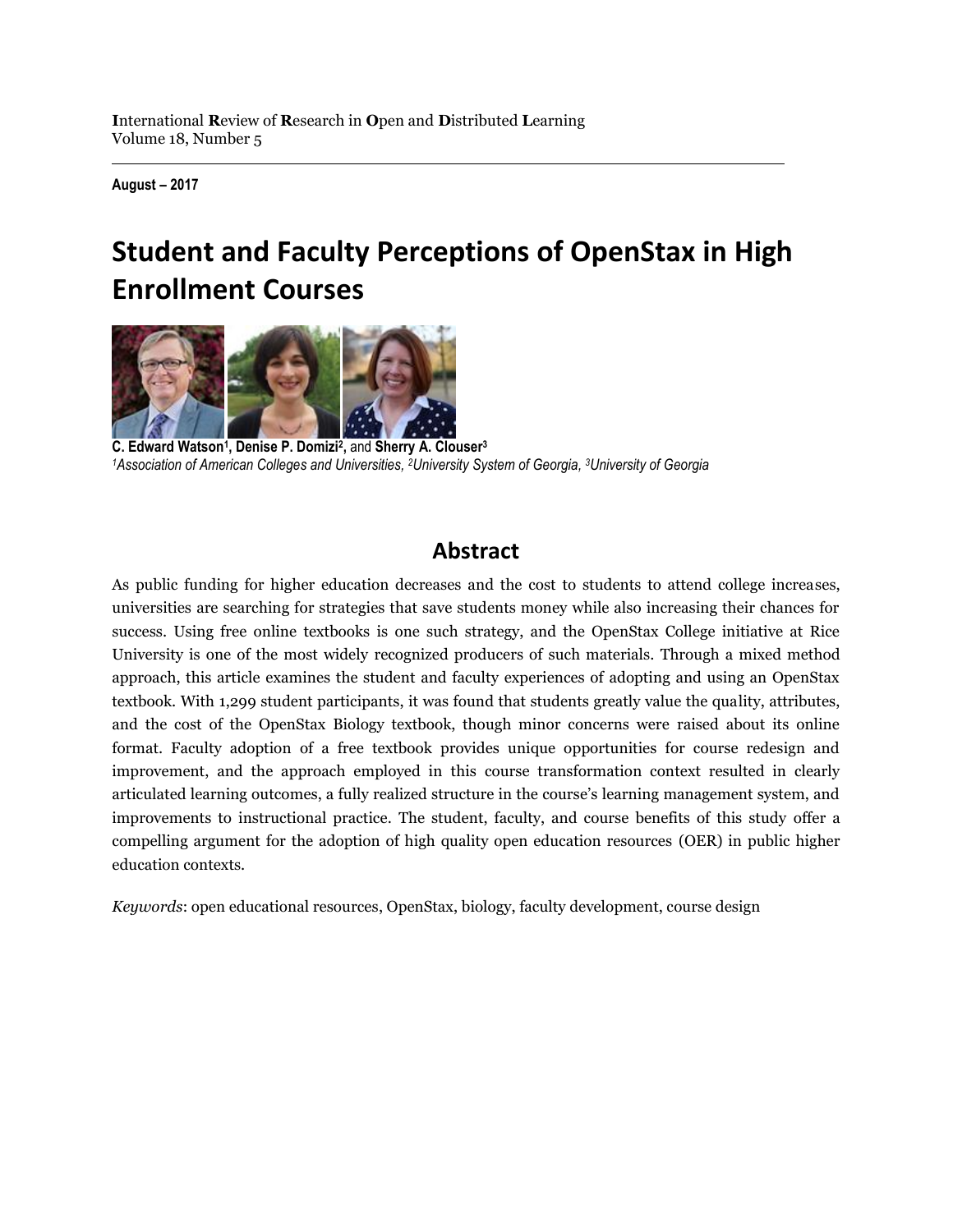**I**nternational **R**eview of **R**esearch in **O**pen and **D**istributed **L**earning
Volume 18, Number 5

**August – 2017**

# Student and Faculty Perceptions of OpenStax in High Enrollment Courses

**C. Edward Watson**[1], **Denise P. Domizi**[2], and **Sherry A. Clouser**[3]
*[1]Association of American Colleges and Universities, [2]University System of Georgia, [3]University of Georgia*

## Abstract

As public funding for higher education decreases and the cost to students to attend college increases, universities are searching for strategies that save students money while also increasing their chances for success. Using free online textbooks is one such strategy, and the OpenStax College initiative at Rice University is one of the most widely recognized producers of such materials. Through a mixed method approach, this article examines the student and faculty experiences of adopting and using an OpenStax textbook. With 1,299 student participants, it was found that students greatly value the quality, attributes, and the cost of the OpenStax Biology textbook, though minor concerns were raised about its online format. Faculty adoption of a free textbook provides unique opportunities for course redesign and improvement, and the approach employed in this course transformation context resulted in clearly articulated learning outcomes, a fully realized structure in the course's learning management system, and improvements to instructional practice. The student, faculty, and course benefits of this study offer a compelling argument for the adoption of high quality open education resources (OER) in public higher education contexts.

*Keywords*: open educational resources, OpenStax, biology, faculty development, course design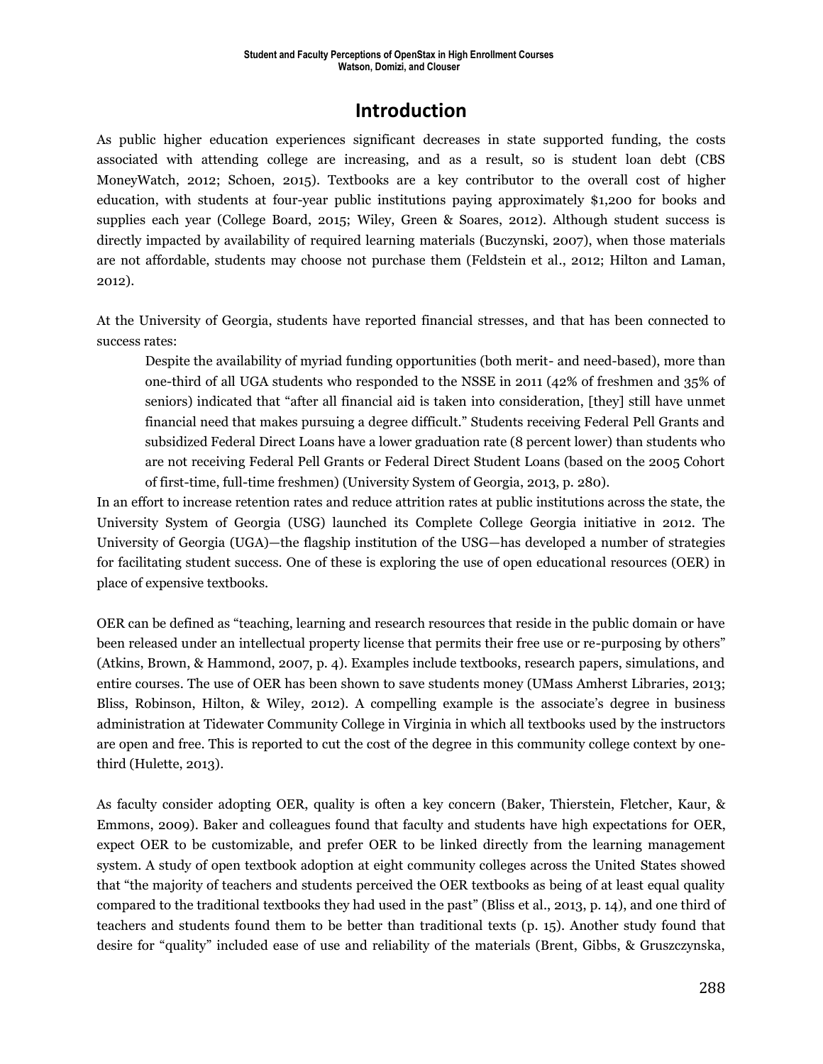# Introduction

As public higher education experiences significant decreases in state supported funding, the costs associated with attending college are increasing, and as a result, so is student loan debt (CBS MoneyWatch, 2012; Schoen, 2015). Textbooks are a key contributor to the overall cost of higher education, with students at four-year public institutions paying approximately $1,200 for books and supplies each year (College Board, 2015; Wiley, Green & Soares, 2012). Although student success is directly impacted by availability of required learning materials (Buczynski, 2007), when those materials are not affordable, students may choose not purchase them (Feldstein et al., 2012; Hilton and Laman, 2012).

At the University of Georgia, students have reported financial stresses, and that has been connected to success rates:

> Despite the availability of myriad funding opportunities (both merit- and need-based), more than one-third of all UGA students who responded to the NSSE in 2011 (42% of freshmen and 35% of seniors) indicated that "after all financial aid is taken into consideration, [they] still have unmet financial need that makes pursuing a degree difficult." Students receiving Federal Pell Grants and subsidized Federal Direct Loans have a lower graduation rate (8 percent lower) than students who are not receiving Federal Pell Grants or Federal Direct Student Loans (based on the 2005 Cohort of first-time, full-time freshmen) (University System of Georgia, 2013, p. 280).

In an effort to increase retention rates and reduce attrition rates at public institutions across the state, the University System of Georgia (USG) launched its Complete College Georgia initiative in 2012. The University of Georgia (UGA)—the flagship institution of the USG—has developed a number of strategies for facilitating student success. One of these is exploring the use of open educational resources (OER) in place of expensive textbooks.

OER can be defined as "teaching, learning and research resources that reside in the public domain or have been released under an intellectual property license that permits their free use or re-purposing by others" (Atkins, Brown, & Hammond, 2007, p. 4). Examples include textbooks, research papers, simulations, and entire courses. The use of OER has been shown to save students money (UMass Amherst Libraries, 2013; Bliss, Robinson, Hilton, & Wiley, 2012). A compelling example is the associate's degree in business administration at Tidewater Community College in Virginia in which all textbooks used by the instructors are open and free. This is reported to cut the cost of the degree in this community college context by one-third (Hulette, 2013).

As faculty consider adopting OER, quality is often a key concern (Baker, Thierstein, Fletcher, Kaur, & Emmons, 2009). Baker and colleagues found that faculty and students have high expectations for OER, expect OER to be customizable, and prefer OER to be linked directly from the learning management system. A study of open textbook adoption at eight community colleges across the United States showed that "the majority of teachers and students perceived the OER textbooks as being of at least equal quality compared to the traditional textbooks they had used in the past" (Bliss et al., 2013, p. 14), and one third of teachers and students found them to be better than traditional texts (p. 15). Another study found that desire for "quality" included ease of use and reliability of the materials (Brent, Gibbs, & Gruszczynska,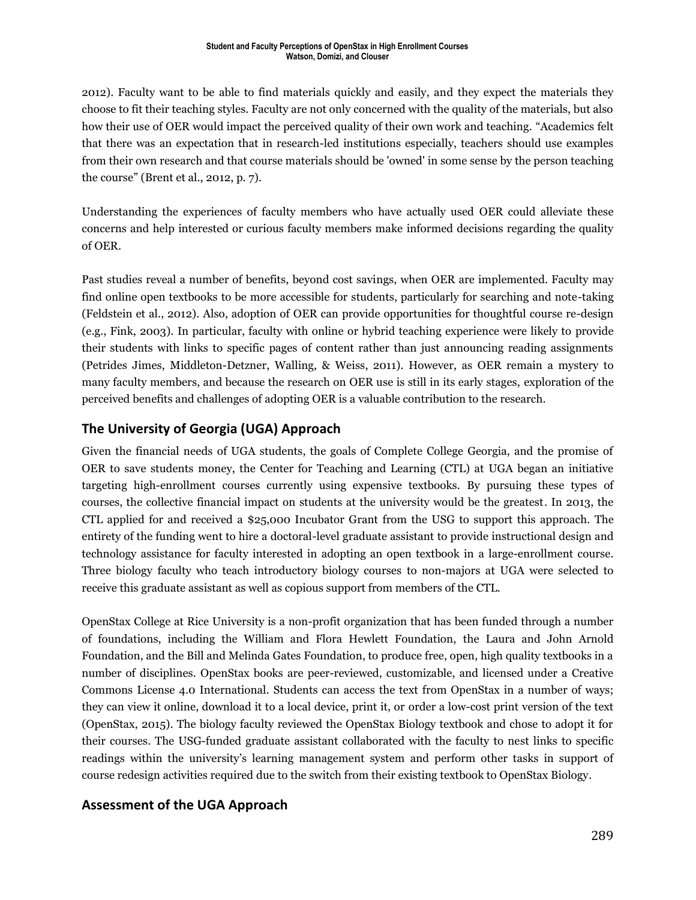2012). Faculty want to be able to find materials quickly and easily, and they expect the materials they choose to fit their teaching styles. Faculty are not only concerned with the quality of the materials, but also how their use of OER would impact the perceived quality of their own work and teaching. "Academics felt that there was an expectation that in research-led institutions especially, teachers should use examples from their own research and that course materials should be 'owned' in some sense by the person teaching the course" (Brent et al., 2012, p. 7).

Understanding the experiences of faculty members who have actually used OER could alleviate these concerns and help interested or curious faculty members make informed decisions regarding the quality of OER.

Past studies reveal a number of benefits, beyond cost savings, when OER are implemented. Faculty may find online open textbooks to be more accessible for students, particularly for searching and note-taking (Feldstein et al., 2012). Also, adoption of OER can provide opportunities for thoughtful course re-design (e.g., Fink, 2003). In particular, faculty with online or hybrid teaching experience were likely to provide their students with links to specific pages of content rather than just announcing reading assignments (Petrides Jimes, Middleton-Detzner, Walling, & Weiss, 2011). However, as OER remain a mystery to many faculty members, and because the research on OER use is still in its early stages, exploration of the perceived benefits and challenges of adopting OER is a valuable contribution to the research.

## The University of Georgia (UGA) Approach

Given the financial needs of UGA students, the goals of Complete College Georgia, and the promise of OER to save students money, the Center for Teaching and Learning (CTL) at UGA began an initiative targeting high-enrollment courses currently using expensive textbooks. By pursuing these types of courses, the collective financial impact on students at the university would be the greatest. In 2013, the CTL applied for and received a $25,000 Incubator Grant from the USG to support this approach. The entirety of the funding went to hire a doctoral-level graduate assistant to provide instructional design and technology assistance for faculty interested in adopting an open textbook in a large-enrollment course. Three biology faculty who teach introductory biology courses to non-majors at UGA were selected to receive this graduate assistant as well as copious support from members of the CTL.

OpenStax College at Rice University is a non-profit organization that has been funded through a number of foundations, including the William and Flora Hewlett Foundation, the Laura and John Arnold Foundation, and the Bill and Melinda Gates Foundation, to produce free, open, high quality textbooks in a number of disciplines. OpenStax books are peer-reviewed, customizable, and licensed under a Creative Commons License 4.0 International. Students can access the text from OpenStax in a number of ways; they can view it online, download it to a local device, print it, or order a low-cost print version of the text (OpenStax, 2015). The biology faculty reviewed the OpenStax Biology textbook and chose to adopt it for their courses. The USG-funded graduate assistant collaborated with the faculty to nest links to specific readings within the university's learning management system and perform other tasks in support of course redesign activities required due to the switch from their existing textbook to OpenStax Biology.

## Assessment of the UGA Approach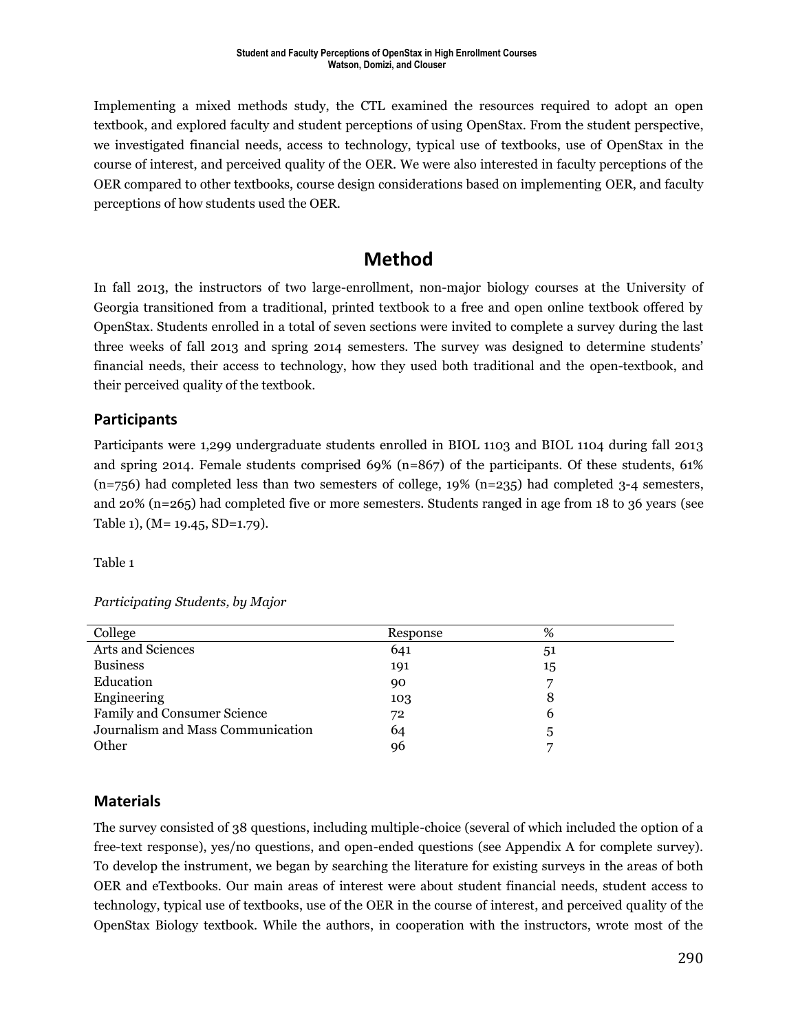Implementing a mixed methods study, the CTL examined the resources required to adopt an open textbook, and explored faculty and student perceptions of using OpenStax. From the student perspective, we investigated financial needs, access to technology, typical use of textbooks, use of OpenStax in the course of interest, and perceived quality of the OER. We were also interested in faculty perceptions of the OER compared to other textbooks, course design considerations based on implementing OER, and faculty perceptions of how students used the OER.

# Method

In fall 2013, the instructors of two large-enrollment, non-major biology courses at the University of Georgia transitioned from a traditional, printed textbook to a free and open online textbook offered by OpenStax. Students enrolled in a total of seven sections were invited to complete a survey during the last three weeks of fall 2013 and spring 2014 semesters. The survey was designed to determine students' financial needs, their access to technology, how they used both traditional and the open-textbook, and their perceived quality of the textbook.

## Participants

Participants were 1,299 undergraduate students enrolled in BIOL 1103 and BIOL 1104 during fall 2013 and spring 2014. Female students comprised 69% (n=867) of the participants. Of these students, 61% (n=756) had completed less than two semesters of college, 19% (n=235) had completed 3-4 semesters, and 20% (n=265) had completed five or more semesters. Students ranged in age from 18 to 36 years (see Table 1), (M= 19.45, SD=1.79).

Table 1

*Participating Students, by Major*

| College | Response | % |
|---|---|---|
| Arts and Sciences | 641 | 51 |
| Business | 191 | 15 |
| Education | 90 | 7 |
| Engineering | 103 | 8 |
| Family and Consumer Science | 72 | 6 |
| Journalism and Mass Communication | 64 | 5 |
| Other | 96 | 7 |

## Materials

The survey consisted of 38 questions, including multiple-choice (several of which included the option of a free-text response), yes/no questions, and open-ended questions (see Appendix A for complete survey). To develop the instrument, we began by searching the literature for existing surveys in the areas of both OER and eTextbooks. Our main areas of interest were about student financial needs, student access to technology, typical use of textbooks, use of the OER in the course of interest, and perceived quality of the OpenStax Biology textbook. While the authors, in cooperation with the instructors, wrote most of the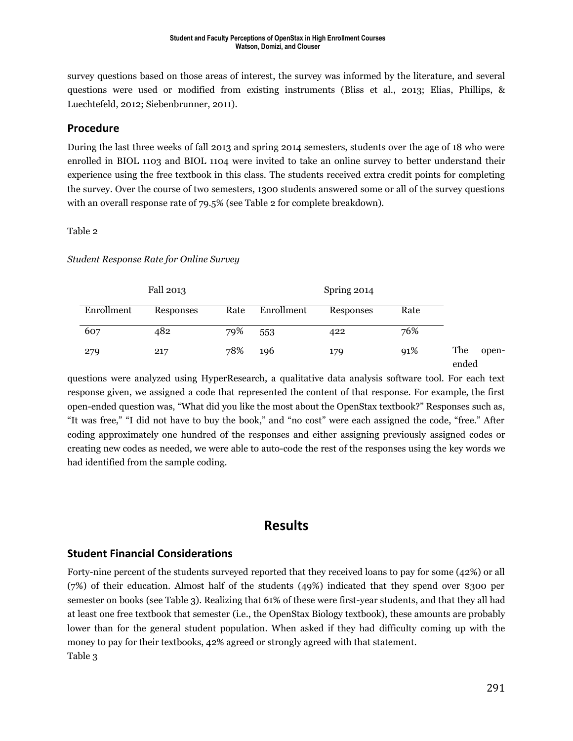survey questions based on those areas of interest, the survey was informed by the literature, and several questions were used or modified from existing instruments (Bliss et al., 2013; Elias, Phillips, & Luechtefeld, 2012; Siebenbrunner, 2011).

## Procedure

During the last three weeks of fall 2013 and spring 2014 semesters, students over the age of 18 who were enrolled in BIOL 1103 and BIOL 1104 were invited to take an online survey to better understand their experience using the free textbook in this class. The students received extra credit points for completing the survey. Over the course of two semesters, 1300 students answered some or all of the survey questions with an overall response rate of 79.5% (see Table 2 for complete breakdown).

Table 2

*Student Response Rate for Online Survey*

| Fall 2013 | | | Spring 2014 | | |
|---|---|---|---|---|---|
| Enrollment | Responses | Rate | Enrollment | Responses | Rate |
| 607 | 482 | 79% | 553 | 422 | 76% |
| 279 | 217 | 78% | 196 | 179 | 91% |

The open-ended questions were analyzed using HyperResearch, a qualitative data analysis software tool. For each text response given, we assigned a code that represented the content of that response. For example, the first open-ended question was, "What did you like the most about the OpenStax textbook?" Responses such as, "It was free," "I did not have to buy the book," and "no cost" were each assigned the code, "free." After coding approximately one hundred of the responses and either assigning previously assigned codes or creating new codes as needed, we were able to auto-code the rest of the responses using the key words we had identified from the sample coding.

# Results

## Student Financial Considerations

Forty-nine percent of the students surveyed reported that they received loans to pay for some (42%) or all (7%) of their education. Almost half of the students (49%) indicated that they spend over $300 per semester on books (see Table 3). Realizing that 61% of these were first-year students, and that they all had at least one free textbook that semester (i.e., the OpenStax Biology textbook), these amounts are probably lower than for the general student population. When asked if they had difficulty coming up with the money to pay for their textbooks, 42% agreed or strongly agreed with that statement.

Table 3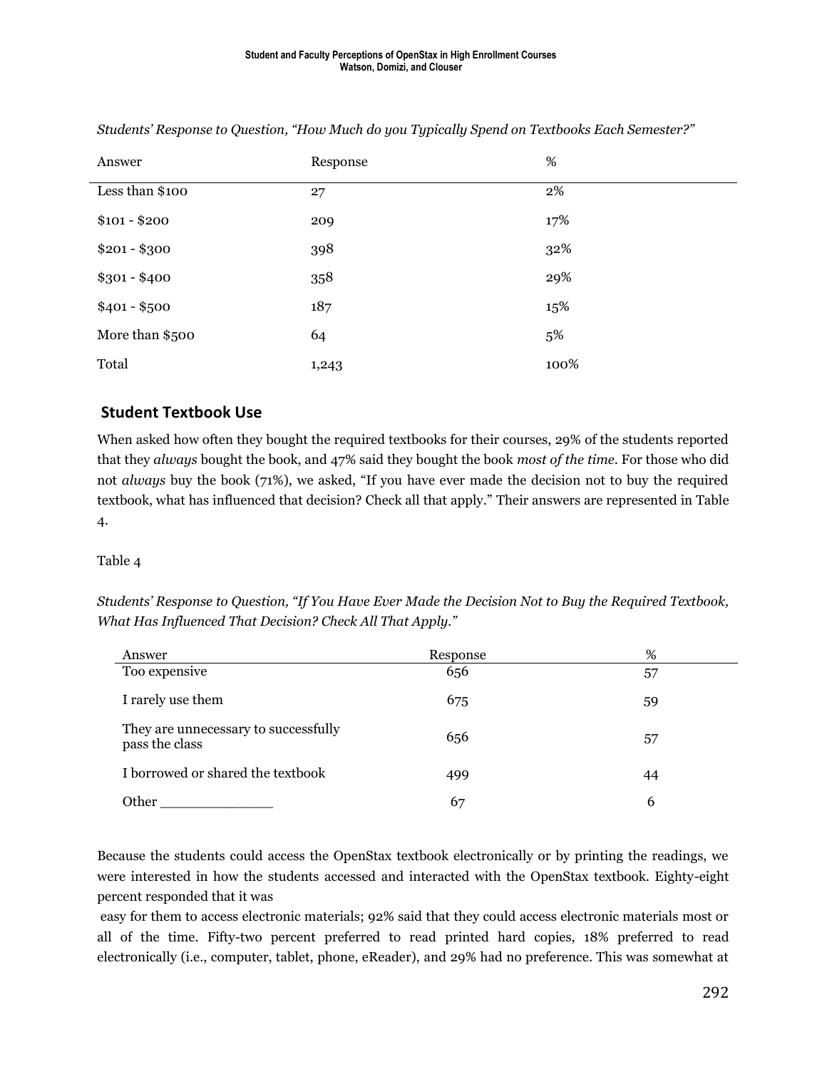*Students' Response to Question, "How Much do you Typically Spend on Textbooks Each Semester?"*

| Answer | Response | % |
|---|---|---|
| Less than $100 | 27 | 2% |
| $101 - $200 | 209 | 17% |
| $201 - $300 | 398 | 32% |
| $301 - $400 | 358 | 29% |
| $401 - $500 | 187 | 15% |
| More than $500 | 64 | 5% |
| Total | 1,243 | 100% |

## Student Textbook Use

When asked how often they bought the required textbooks for their courses, 29% of the students reported that they *always* bought the book, and 47% said they bought the book *most of the time*. For those who did not *always* buy the book (71%), we asked, "If you have ever made the decision not to buy the required textbook, what has influenced that decision? Check all that apply." Their answers are represented in Table 4.

Table 4

*Students' Response to Question, "If You Have Ever Made the Decision Not to Buy the Required Textbook, What Has Influenced That Decision? Check All That Apply."*

| Answer | Response | % |
|---|---|---|
| Too expensive | 656 | 57 |
| I rarely use them | 675 | 59 |
| They are unnecessary to successfully pass the class | 656 | 57 |
| I borrowed or shared the textbook | 499 | 44 |
| Other ____________ | 67 | 6 |

Because the students could access the OpenStax textbook electronically or by printing the readings, we were interested in how the students accessed and interacted with the OpenStax textbook. Eighty-eight percent responded that it was easy for them to access electronic materials; 92% said that they could access electronic materials most or all of the time. Fifty-two percent preferred to read printed hard copies, 18% preferred to read electronically (i.e., computer, tablet, phone, eReader), and 29% had no preference. This was somewhat at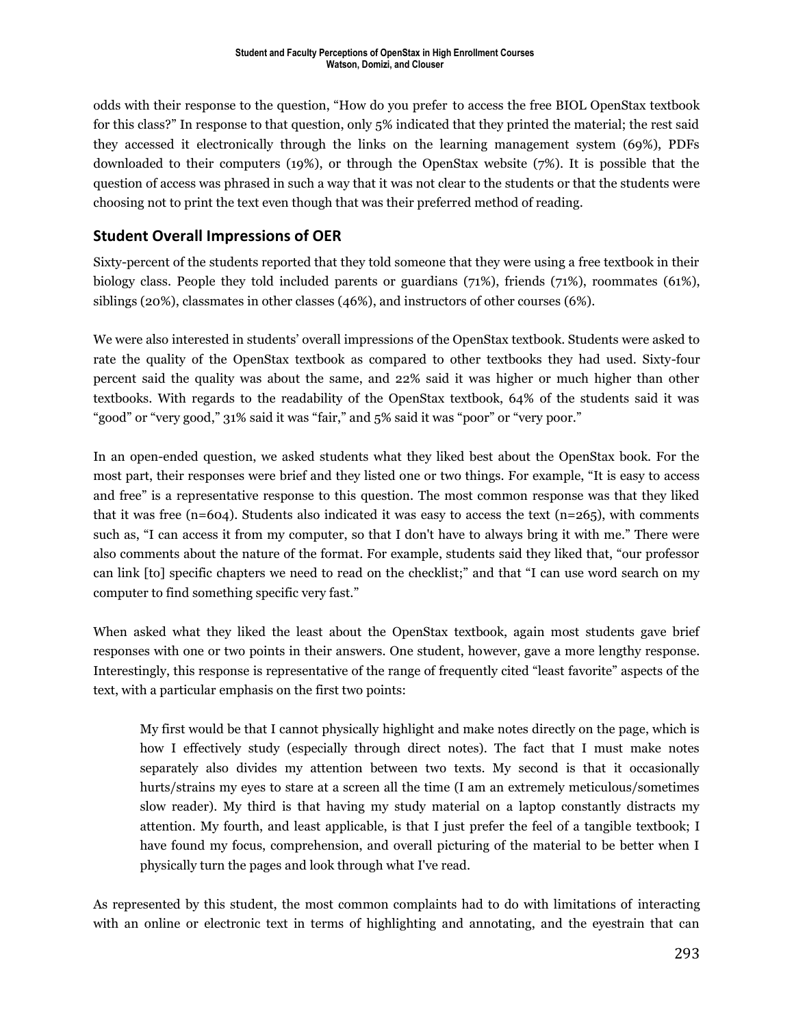odds with their response to the question, "How do you prefer to access the free BIOL OpenStax textbook for this class?" In response to that question, only 5% indicated that they printed the material; the rest said they accessed it electronically through the links on the learning management system (69%), PDFs downloaded to their computers (19%), or through the OpenStax website (7%). It is possible that the question of access was phrased in such a way that it was not clear to the students or that the students were choosing not to print the text even though that was their preferred method of reading.

## Student Overall Impressions of OER

Sixty-percent of the students reported that they told someone that they were using a free textbook in their biology class. People they told included parents or guardians (71%), friends (71%), roommates (61%), siblings (20%), classmates in other classes (46%), and instructors of other courses (6%).

We were also interested in students' overall impressions of the OpenStax textbook. Students were asked to rate the quality of the OpenStax textbook as compared to other textbooks they had used. Sixty-four percent said the quality was about the same, and 22% said it was higher or much higher than other textbooks. With regards to the readability of the OpenStax textbook, 64% of the students said it was "good" or "very good," 31% said it was "fair," and 5% said it was "poor" or "very poor."

In an open-ended question, we asked students what they liked best about the OpenStax book. For the most part, their responses were brief and they listed one or two things. For example, "It is easy to access and free" is a representative response to this question. The most common response was that they liked that it was free (n=604). Students also indicated it was easy to access the text (n=265), with comments such as, "I can access it from my computer, so that I don't have to always bring it with me." There were also comments about the nature of the format. For example, students said they liked that, "our professor can link [to] specific chapters we need to read on the checklist;" and that "I can use word search on my computer to find something specific very fast."

When asked what they liked the least about the OpenStax textbook, again most students gave brief responses with one or two points in their answers. One student, however, gave a more lengthy response. Interestingly, this response is representative of the range of frequently cited "least favorite" aspects of the text, with a particular emphasis on the first two points:

> My first would be that I cannot physically highlight and make notes directly on the page, which is how I effectively study (especially through direct notes). The fact that I must make notes separately also divides my attention between two texts. My second is that it occasionally hurts/strains my eyes to stare at a screen all the time (I am an extremely meticulous/sometimes slow reader). My third is that having my study material on a laptop constantly distracts my attention. My fourth, and least applicable, is that I just prefer the feel of a tangible textbook; I have found my focus, comprehension, and overall picturing of the material to be better when I physically turn the pages and look through what I've read.

As represented by this student, the most common complaints had to do with limitations of interacting with an online or electronic text in terms of highlighting and annotating, and the eyestrain that can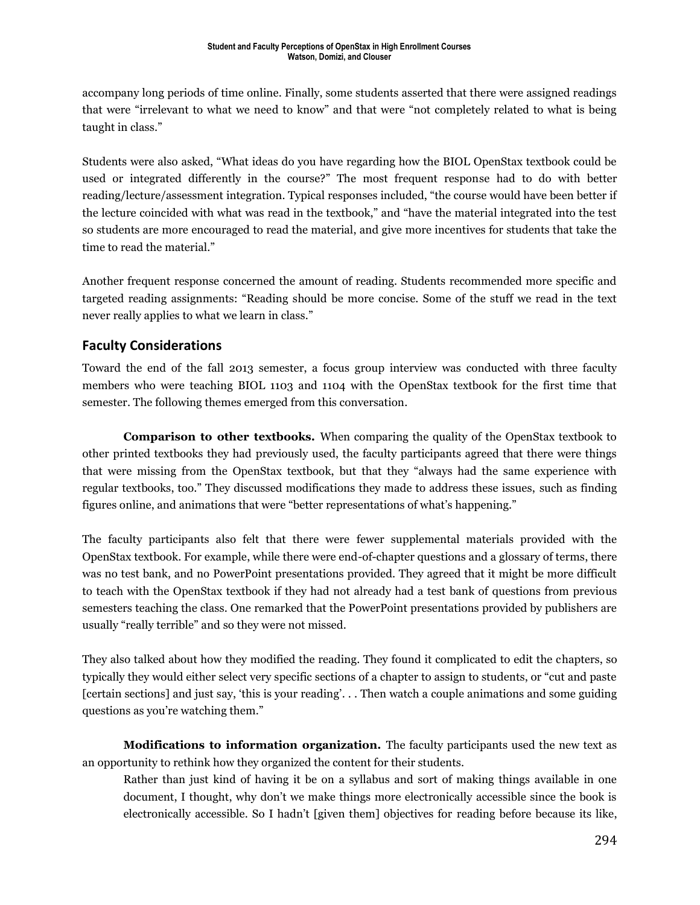accompany long periods of time online. Finally, some students asserted that there were assigned readings that were "irrelevant to what we need to know" and that were "not completely related to what is being taught in class."

Students were also asked, "What ideas do you have regarding how the BIOL OpenStax textbook could be used or integrated differently in the course?" The most frequent response had to do with better reading/lecture/assessment integration. Typical responses included, "the course would have been better if the lecture coincided with what was read in the textbook," and "have the material integrated into the test so students are more encouraged to read the material, and give more incentives for students that take the time to read the material."

Another frequent response concerned the amount of reading. Students recommended more specific and targeted reading assignments: "Reading should be more concise. Some of the stuff we read in the text never really applies to what we learn in class."

## Faculty Considerations

Toward the end of the fall 2013 semester, a focus group interview was conducted with three faculty members who were teaching BIOL 1103 and 1104 with the OpenStax textbook for the first time that semester. The following themes emerged from this conversation.

**Comparison to other textbooks.** When comparing the quality of the OpenStax textbook to other printed textbooks they had previously used, the faculty participants agreed that there were things that were missing from the OpenStax textbook, but that they "always had the same experience with regular textbooks, too." They discussed modifications they made to address these issues, such as finding figures online, and animations that were "better representations of what's happening."

The faculty participants also felt that there were fewer supplemental materials provided with the OpenStax textbook. For example, while there were end-of-chapter questions and a glossary of terms, there was no test bank, and no PowerPoint presentations provided. They agreed that it might be more difficult to teach with the OpenStax textbook if they had not already had a test bank of questions from previous semesters teaching the class. One remarked that the PowerPoint presentations provided by publishers are usually "really terrible" and so they were not missed.

They also talked about how they modified the reading. They found it complicated to edit the chapters, so typically they would either select very specific sections of a chapter to assign to students, or "cut and paste [certain sections] and just say, 'this is your reading'. . . Then watch a couple animations and some guiding questions as you're watching them."

**Modifications to information organization.** The faculty participants used the new text as an opportunity to rethink how they organized the content for their students.

> Rather than just kind of having it be on a syllabus and sort of making things available in one document, I thought, why don't we make things more electronically accessible since the book is electronically accessible. So I hadn't [given them] objectives for reading before because its like,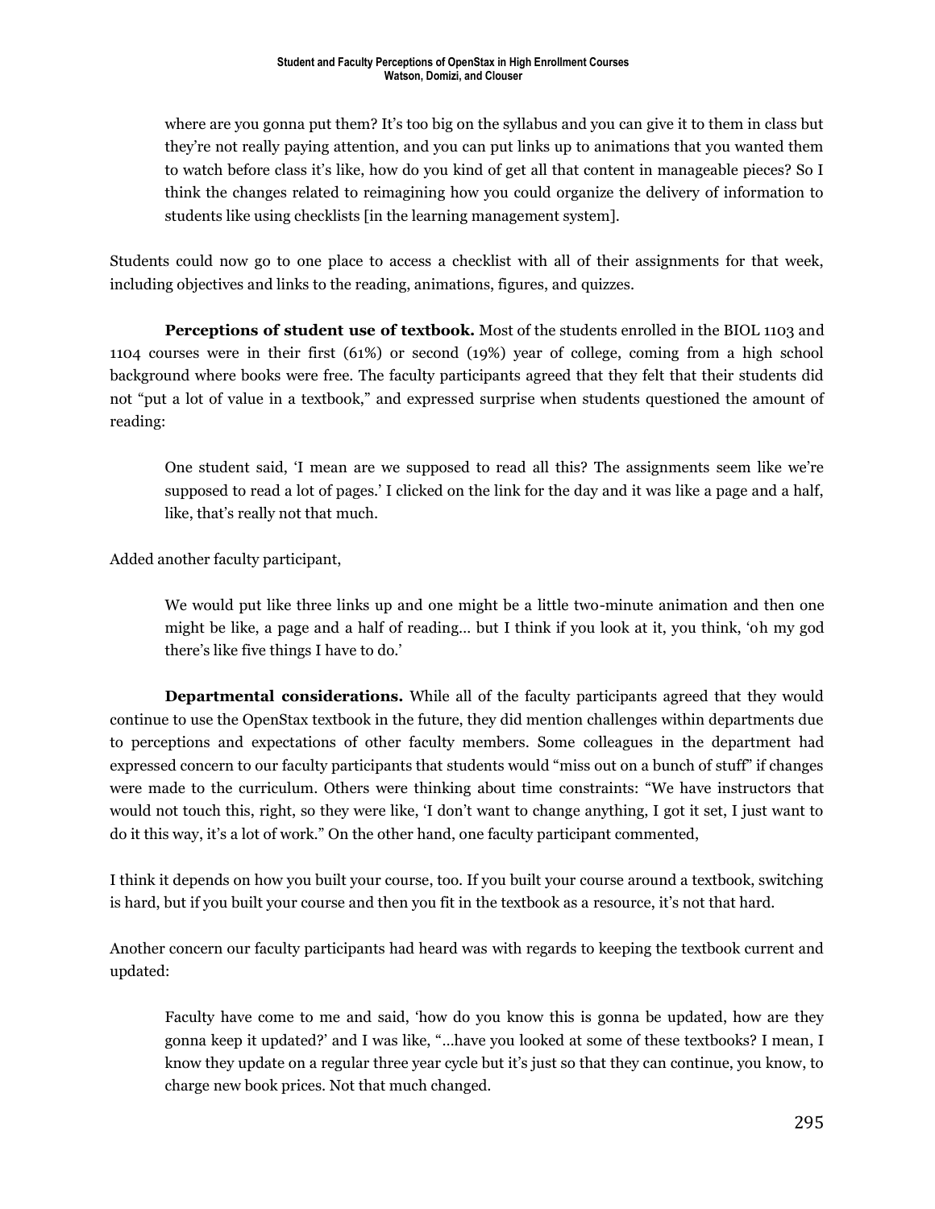> where are you gonna put them? It's too big on the syllabus and you can give it to them in class but they're not really paying attention, and you can put links up to animations that you wanted them to watch before class it's like, how do you kind of get all that content in manageable pieces? So I think the changes related to reimagining how you could organize the delivery of information to students like using checklists [in the learning management system].

Students could now go to one place to access a checklist with all of their assignments for that week, including objectives and links to the reading, animations, figures, and quizzes.

**Perceptions of student use of textbook.** Most of the students enrolled in the BIOL 1103 and 1104 courses were in their first (61%) or second (19%) year of college, coming from a high school background where books were free. The faculty participants agreed that they felt that their students did not "put a lot of value in a textbook," and expressed surprise when students questioned the amount of reading:

> One student said, 'I mean are we supposed to read all this? The assignments seem like we're supposed to read a lot of pages.' I clicked on the link for the day and it was like a page and a half, like, that's really not that much.

Added another faculty participant,

> We would put like three links up and one might be a little two-minute animation and then one might be like, a page and a half of reading… but I think if you look at it, you think, 'oh my god there's like five things I have to do.'

**Departmental considerations.** While all of the faculty participants agreed that they would continue to use the OpenStax textbook in the future, they did mention challenges within departments due to perceptions and expectations of other faculty members. Some colleagues in the department had expressed concern to our faculty participants that students would "miss out on a bunch of stuff" if changes were made to the curriculum. Others were thinking about time constraints: "We have instructors that would not touch this, right, so they were like, 'I don't want to change anything, I got it set, I just want to do it this way, it's a lot of work." On the other hand, one faculty participant commented,

I think it depends on how you built your course, too. If you built your course around a textbook, switching is hard, but if you built your course and then you fit in the textbook as a resource, it's not that hard.

Another concern our faculty participants had heard was with regards to keeping the textbook current and updated:

> Faculty have come to me and said, 'how do you know this is gonna be updated, how are they gonna keep it updated?' and I was like, "…have you looked at some of these textbooks? I mean, I know they update on a regular three year cycle but it's just so that they can continue, you know, to charge new book prices. Not that much changed.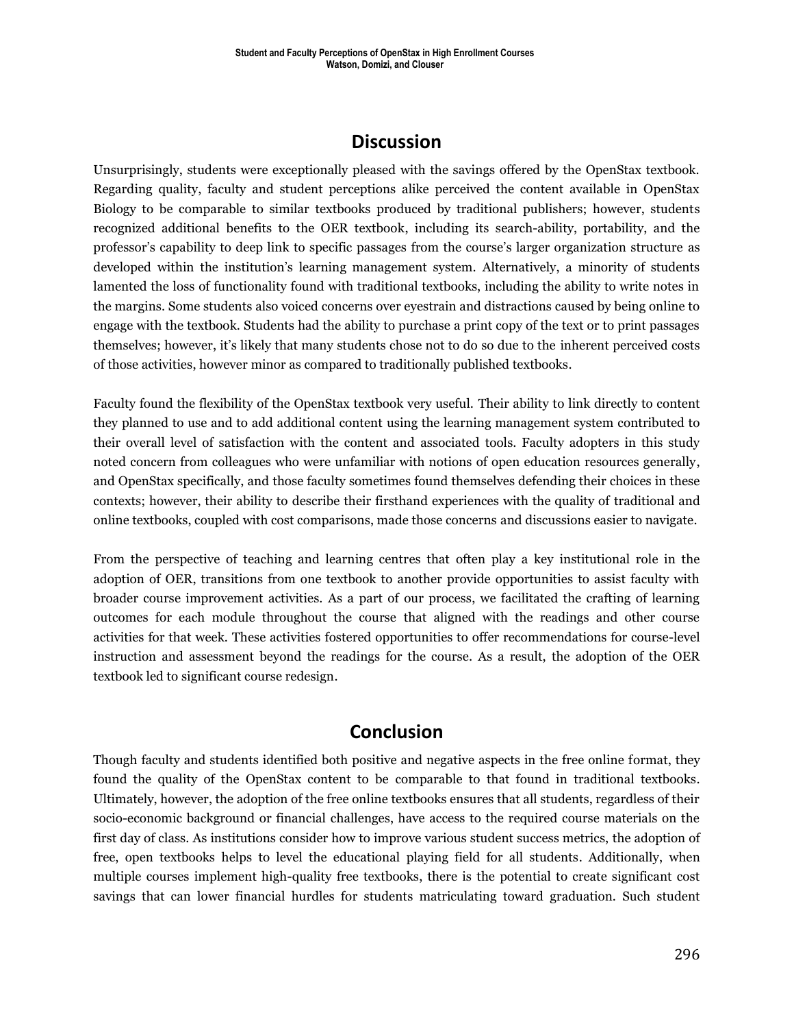## Discussion

Unsurprisingly, students were exceptionally pleased with the savings offered by the OpenStax textbook. Regarding quality, faculty and student perceptions alike perceived the content available in OpenStax Biology to be comparable to similar textbooks produced by traditional publishers; however, students recognized additional benefits to the OER textbook, including its search-ability, portability, and the professor's capability to deep link to specific passages from the course's larger organization structure as developed within the institution's learning management system. Alternatively, a minority of students lamented the loss of functionality found with traditional textbooks, including the ability to write notes in the margins. Some students also voiced concerns over eyestrain and distractions caused by being online to engage with the textbook. Students had the ability to purchase a print copy of the text or to print passages themselves; however, it's likely that many students chose not to do so due to the inherent perceived costs of those activities, however minor as compared to traditionally published textbooks.

Faculty found the flexibility of the OpenStax textbook very useful. Their ability to link directly to content they planned to use and to add additional content using the learning management system contributed to their overall level of satisfaction with the content and associated tools. Faculty adopters in this study noted concern from colleagues who were unfamiliar with notions of open education resources generally, and OpenStax specifically, and those faculty sometimes found themselves defending their choices in these contexts; however, their ability to describe their firsthand experiences with the quality of traditional and online textbooks, coupled with cost comparisons, made those concerns and discussions easier to navigate.

From the perspective of teaching and learning centres that often play a key institutional role in the adoption of OER, transitions from one textbook to another provide opportunities to assist faculty with broader course improvement activities. As a part of our process, we facilitated the crafting of learning outcomes for each module throughout the course that aligned with the readings and other course activities for that week. These activities fostered opportunities to offer recommendations for course-level instruction and assessment beyond the readings for the course. As a result, the adoption of the OER textbook led to significant course redesign.

## Conclusion

Though faculty and students identified both positive and negative aspects in the free online format, they found the quality of the OpenStax content to be comparable to that found in traditional textbooks. Ultimately, however, the adoption of the free online textbooks ensures that all students, regardless of their socio-economic background or financial challenges, have access to the required course materials on the first day of class. As institutions consider how to improve various student success metrics, the adoption of free, open textbooks helps to level the educational playing field for all students. Additionally, when multiple courses implement high-quality free textbooks, there is the potential to create significant cost savings that can lower financial hurdles for students matriculating toward graduation. Such student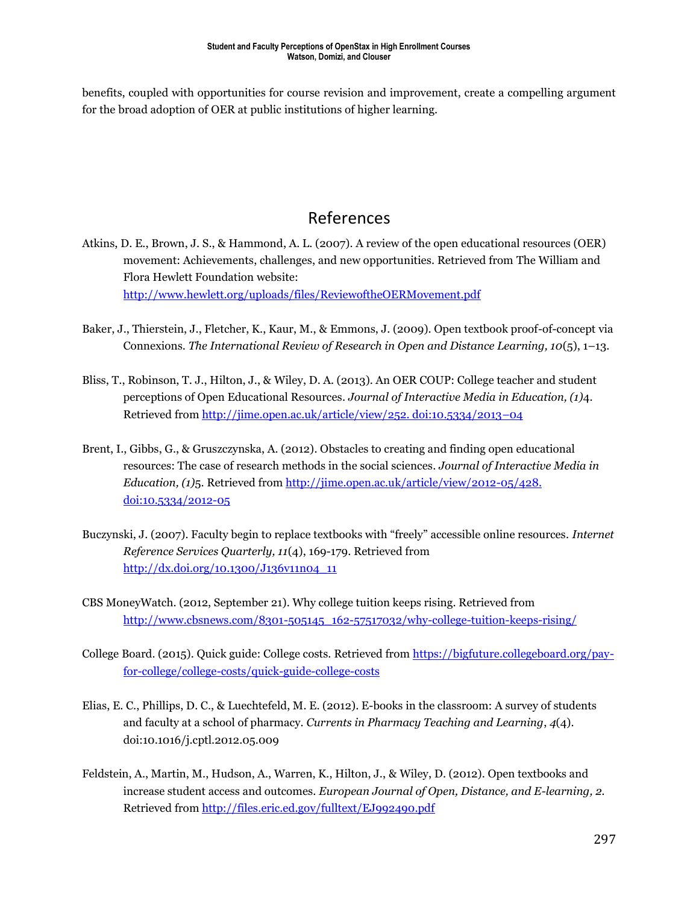benefits, coupled with opportunities for course revision and improvement, create a compelling argument for the broad adoption of OER at public institutions of higher learning.

## References

Atkins, D. E., Brown, J. S., & Hammond, A. L. (2007). A review of the open educational resources (OER) movement: Achievements, challenges, and new opportunities. Retrieved from The William and Flora Hewlett Foundation website: http://www.hewlett.org/uploads/files/ReviewoftheOERMovement.pdf

Baker, J., Thierstein, J., Fletcher, K., Kaur, M., & Emmons, J. (2009). Open textbook proof-of-concept via Connexions. *The International Review of Research in Open and Distance Learning, 10*(5), 1–13.

Bliss, T., Robinson, T. J., Hilton, J., & Wiley, D. A. (2013). An OER COUP: College teacher and student perceptions of Open Educational Resources. *Journal of Interactive Media in Education, (1)*4. Retrieved from http://jime.open.ac.uk/article/view/252. doi:10.5334/2013–04

Brent, I., Gibbs, G., & Gruszczynska, A. (2012). Obstacles to creating and finding open educational resources: The case of research methods in the social sciences. *Journal of Interactive Media in Education, (1)*5. Retrieved from http://jime.open.ac.uk/article/view/2012-05/428. doi:10.5334/2012-05

Buczynski, J. (2007). Faculty begin to replace textbooks with "freely" accessible online resources. *Internet Reference Services Quarterly, 11*(4), 169-179. Retrieved from http://dx.doi.org/10.1300/J136v11n04_11

CBS MoneyWatch. (2012, September 21). Why college tuition keeps rising. Retrieved from http://www.cbsnews.com/8301-505145_162-57517032/why-college-tuition-keeps-rising/

College Board. (2015). Quick guide: College costs. Retrieved from https://bigfuture.collegeboard.org/pay-for-college/college-costs/quick-guide-college-costs

Elias, E. C., Phillips, D. C., & Luechtefeld, M. E. (2012). E-books in the classroom: A survey of students and faculty at a school of pharmacy. *Currents in Pharmacy Teaching and Learning*, *4*(4). doi:10.1016/j.cptl.2012.05.009

Feldstein, A., Martin, M., Hudson, A., Warren, K., Hilton, J., & Wiley, D. (2012). Open textbooks and increase student access and outcomes. *European Journal of Open, Distance, and E-learning, 2*. Retrieved from http://files.eric.ed.gov/fulltext/EJ992490.pdf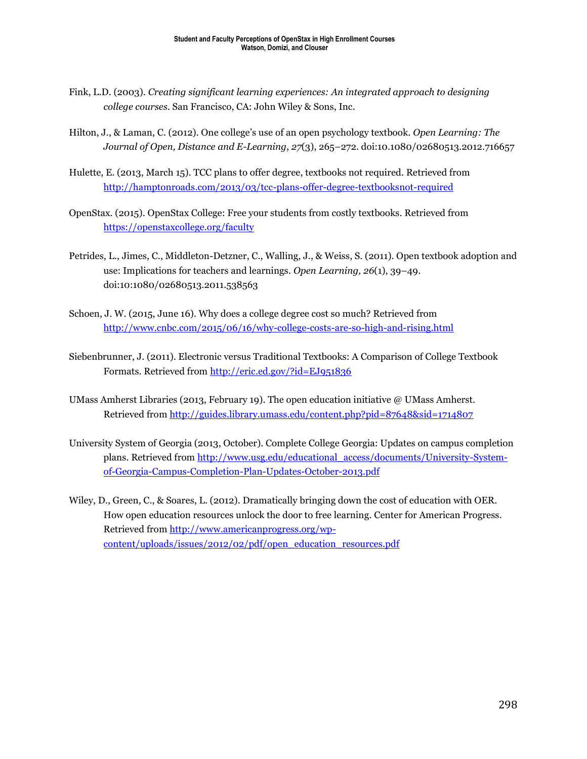Fink, L.D. (2003). *Creating significant learning experiences: An integrated approach to designing college courses*. San Francisco, CA: John Wiley & Sons, Inc.

Hilton, J., & Laman, C. (2012). One college's use of an open psychology textbook. *Open Learning: The Journal of Open, Distance and E-Learning*, *27*(3), 265–272. doi:10.1080/02680513.2012.716657

Hulette, E. (2013, March 15). TCC plans to offer degree, textbooks not required. Retrieved from http://hamptonroads.com/2013/03/tcc-plans-offer-degree-textbooksnot-required

OpenStax. (2015). OpenStax College: Free your students from costly textbooks. Retrieved from https://openstaxcollege.org/faculty

Petrides, L., Jimes, C., Middleton-Detzner, C., Walling, J., & Weiss, S. (2011). Open textbook adoption and use: Implications for teachers and learnings. *Open Learning, 26*(1), 39–49. doi:10:1080/02680513.2011.538563

Schoen, J. W. (2015, June 16). Why does a college degree cost so much? Retrieved from http://www.cnbc.com/2015/06/16/why-college-costs-are-so-high-and-rising.html

Siebenbrunner, J. (2011). Electronic versus Traditional Textbooks: A Comparison of College Textbook Formats. Retrieved from http://eric.ed.gov/?id=EJ951836

UMass Amherst Libraries (2013, February 19). The open education initiative @ UMass Amherst. Retrieved from http://guides.library.umass.edu/content.php?pid=87648&sid=1714807

University System of Georgia (2013, October). Complete College Georgia: Updates on campus completion plans. Retrieved from http://www.usg.edu/educational_access/documents/University-System-of-Georgia-Campus-Completion-Plan-Updates-October-2013.pdf

Wiley, D., Green, C., & Soares, L. (2012). Dramatically bringing down the cost of education with OER. How open education resources unlock the door to free learning. Center for American Progress. Retrieved from http://www.americanprogress.org/wp-content/uploads/issues/2012/02/pdf/open_education_resources.pdf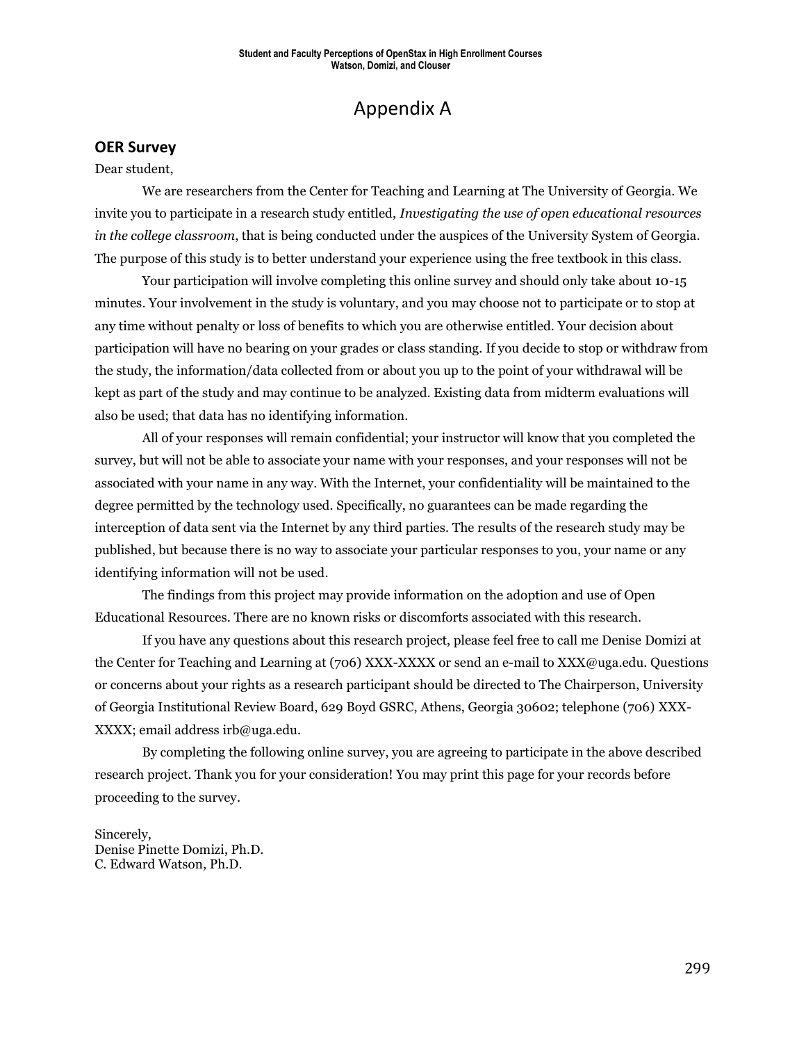# Appendix A

## OER Survey

Dear student,

We are researchers from the Center for Teaching and Learning at The University of Georgia. We invite you to participate in a research study entitled, *Investigating the use of open educational resources in the college classroom*, that is being conducted under the auspices of the University System of Georgia. The purpose of this study is to better understand your experience using the free textbook in this class.

Your participation will involve completing this online survey and should only take about 10-15 minutes. Your involvement in the study is voluntary, and you may choose not to participate or to stop at any time without penalty or loss of benefits to which you are otherwise entitled. Your decision about participation will have no bearing on your grades or class standing. If you decide to stop or withdraw from the study, the information/data collected from or about you up to the point of your withdrawal will be kept as part of the study and may continue to be analyzed. Existing data from midterm evaluations will also be used; that data has no identifying information.

All of your responses will remain confidential; your instructor will know that you completed the survey, but will not be able to associate your name with your responses, and your responses will not be associated with your name in any way. With the Internet, your confidentiality will be maintained to the degree permitted by the technology used. Specifically, no guarantees can be made regarding the interception of data sent via the Internet by any third parties. The results of the research study may be published, but because there is no way to associate your particular responses to you, your name or any identifying information will not be used.

The findings from this project may provide information on the adoption and use of Open Educational Resources. There are no known risks or discomforts associated with this research.

If you have any questions about this research project, please feel free to call me Denise Domizi at the Center for Teaching and Learning at (706) XXX-XXXX or send an e-mail to XXX@uga.edu. Questions or concerns about your rights as a research participant should be directed to The Chairperson, University of Georgia Institutional Review Board, 629 Boyd GSRC, Athens, Georgia 30602; telephone (706) XXX-XXXX; email address irb@uga.edu.

By completing the following online survey, you are agreeing to participate in the above described research project. Thank you for your consideration! You may print this page for your records before proceeding to the survey.

Sincerely,
Denise Pinette Domizi, Ph.D.
C. Edward Watson, Ph.D.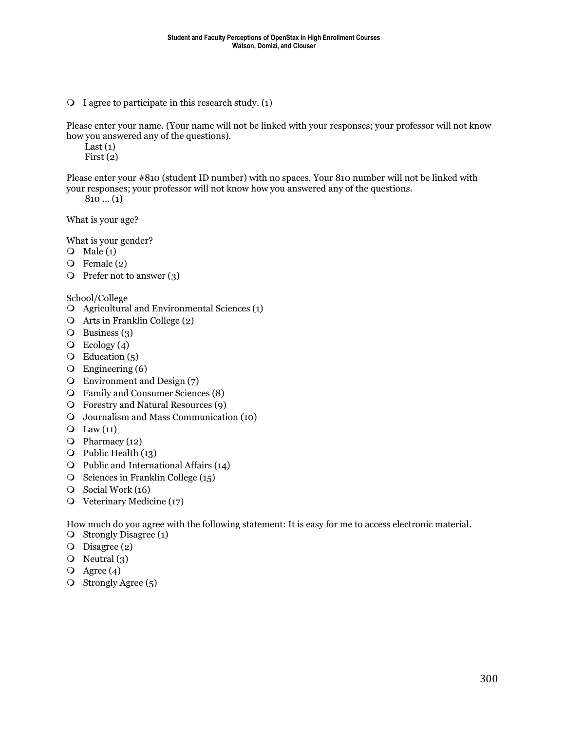- I agree to participate in this research study. (1)

Please enter your name. (Your name will not be linked with your responses; your professor will not know how you answered any of the questions).

Last (1)
First (2)

Please enter your #810 (student ID number) with no spaces. Your 810 number will not be linked with your responses; your professor will not know how you answered any of the questions.

810 ... (1)

What is your age?

What is your gender?

- Male (1)
- Female (2)
- Prefer not to answer (3)

School/College

- Agricultural and Environmental Sciences (1)
- Arts in Franklin College (2)
- Business (3)
- Ecology (4)
- Education (5)
- Engineering (6)
- Environment and Design (7)
- Family and Consumer Sciences (8)
- Forestry and Natural Resources (9)
- Journalism and Mass Communication (10)
- Law (11)
- Pharmacy (12)
- Public Health (13)
- Public and International Affairs (14)
- Sciences in Franklin College (15)
- Social Work (16)
- Veterinary Medicine (17)

How much do you agree with the following statement: It is easy for me to access electronic material.

- Strongly Disagree (1)
- Disagree (2)
- Neutral (3)
- Agree (4)
- Strongly Agree (5)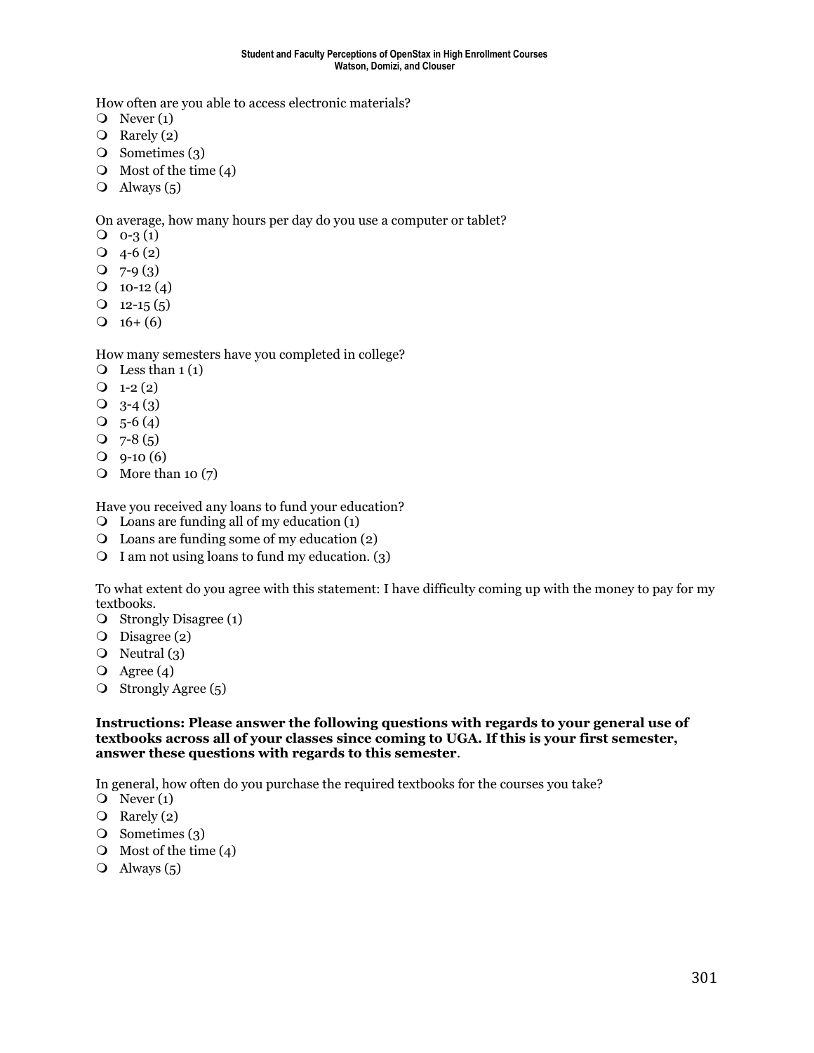How often are you able to access electronic materials?

- Never (1)
- Rarely (2)
- Sometimes (3)
- Most of the time (4)
- Always (5)

On average, how many hours per day do you use a computer or tablet?

- 0-3 (1)
- 4-6 (2)
- 7-9 (3)
- 10-12 (4)
- 12-15 (5)
- 16+ (6)

How many semesters have you completed in college?

- Less than 1 (1)
- 1-2 (2)
- 3-4 (3)
- 5-6 (4)
- 7-8 (5)
- 9-10 (6)
- More than 10 (7)

Have you received any loans to fund your education?

- Loans are funding all of my education (1)
- Loans are funding some of my education (2)
- I am not using loans to fund my education. (3)

To what extent do you agree with this statement: I have difficulty coming up with the money to pay for my textbooks.

- Strongly Disagree (1)
- Disagree (2)
- Neutral (3)
- Agree (4)
- Strongly Agree (5)

**Instructions: Please answer the following questions with regards to your general use of textbooks across all of your classes since coming to UGA. If this is your first semester, answer these questions with regards to this semester**.

In general, how often do you purchase the required textbooks for the courses you take?

- Never (1)
- Rarely (2)
- Sometimes (3)
- Most of the time (4)
- Always (5)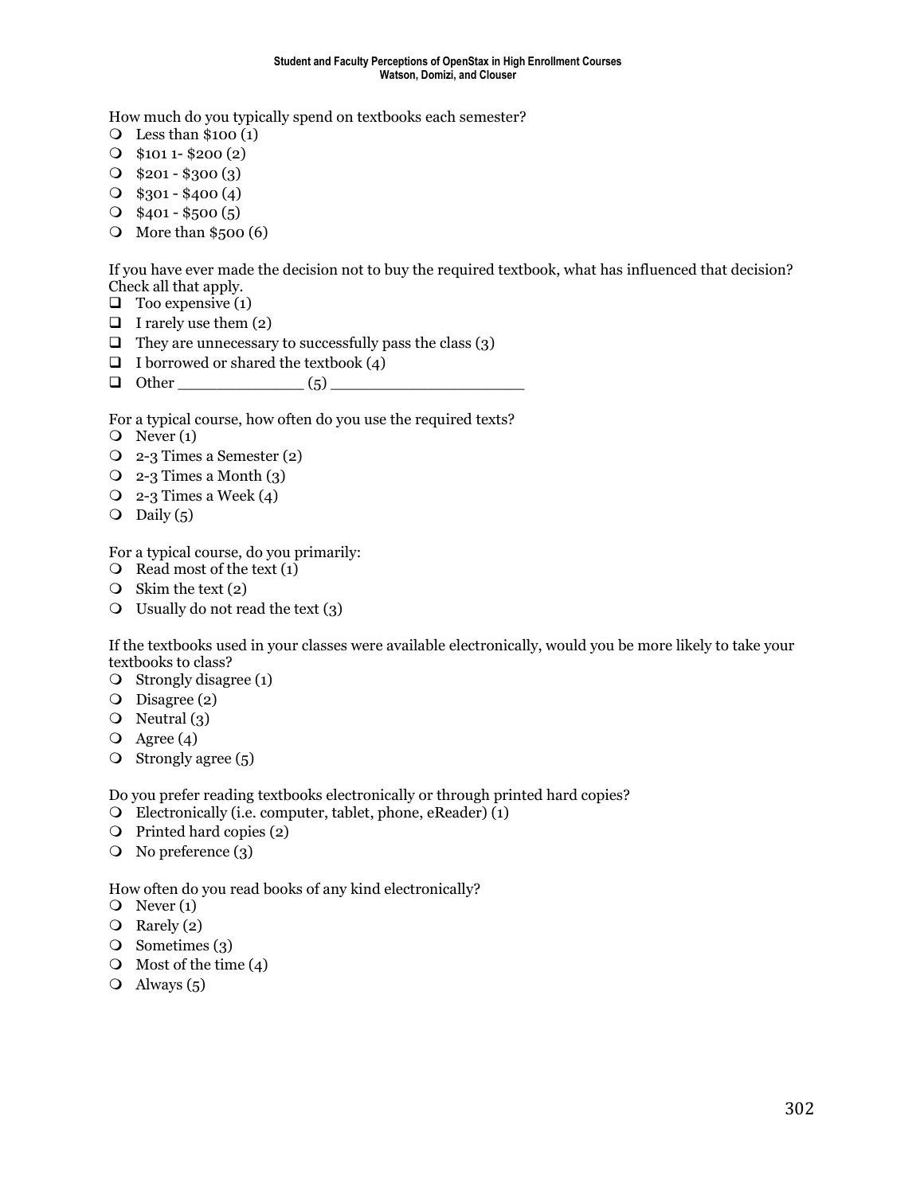How much do you typically spend on textbooks each semester?

- Less than $100 (1)
- $101 1- $200 (2)
- $201 - $300 (3)
- $301 - $400 (4)
- $401 - $500 (5)
- More than $500 (6)

If you have ever made the decision not to buy the required textbook, what has influenced that decision? Check all that apply.

- Too expensive (1)
- I rarely use them (2)
- They are unnecessary to successfully pass the class (3)
- I borrowed or shared the textbook (4)
- Other ______________ (5) ____________________

For a typical course, how often do you use the required texts?

- Never (1)
- 2-3 Times a Semester (2)
- 2-3 Times a Month (3)
- 2-3 Times a Week (4)
- Daily (5)

For a typical course, do you primarily:

- Read most of the text (1)
- Skim the text (2)
- Usually do not read the text (3)

If the textbooks used in your classes were available electronically, would you be more likely to take your textbooks to class?

- Strongly disagree (1)
- Disagree (2)
- Neutral (3)
- Agree (4)
- Strongly agree (5)

Do you prefer reading textbooks electronically or through printed hard copies?

- Electronically (i.e. computer, tablet, phone, eReader) (1)
- Printed hard copies (2)
- No preference (3)

How often do you read books of any kind electronically?

- Never (1)
- Rarely (2)
- Sometimes (3)
- Most of the time (4)
- Always (5)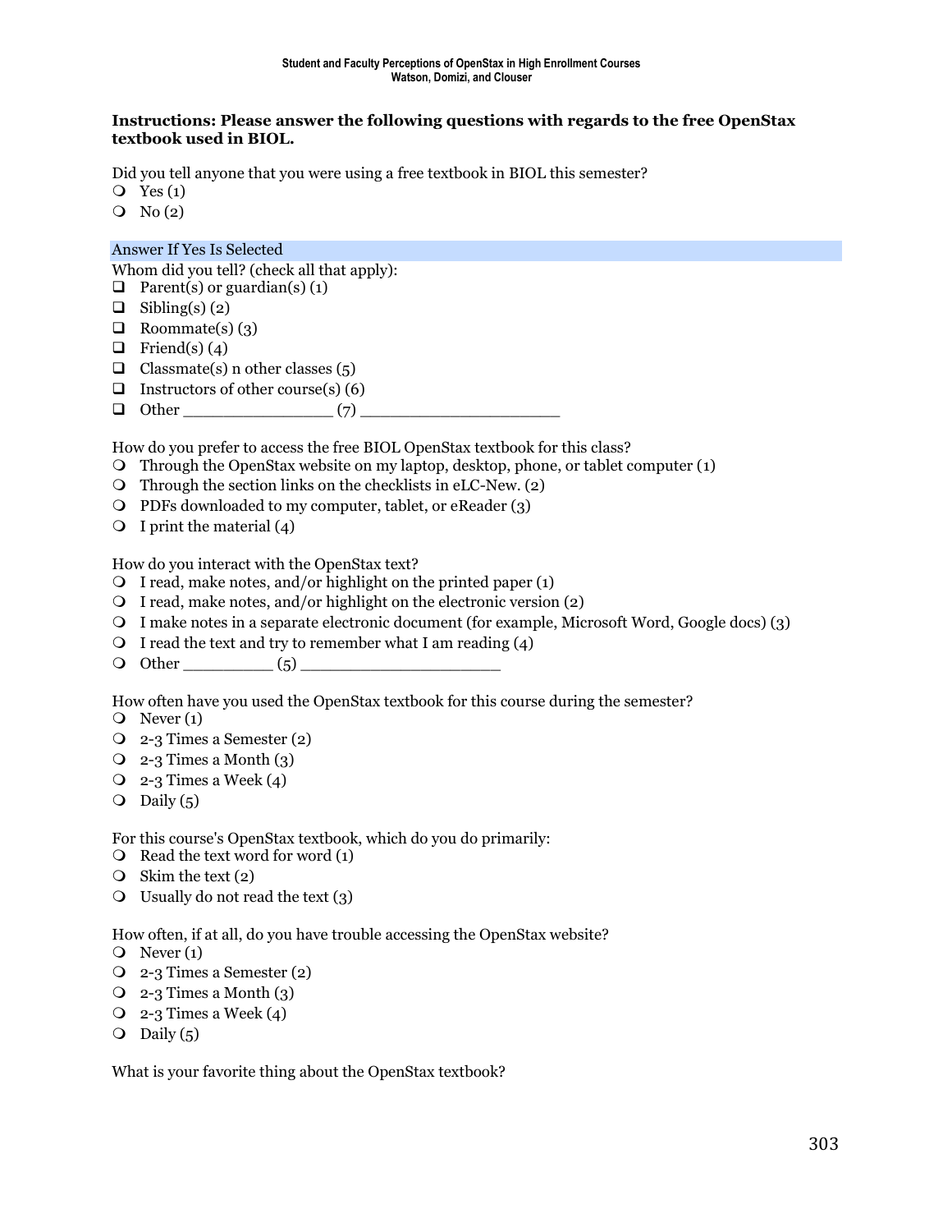**Instructions: Please answer the following questions with regards to the free OpenStax textbook used in BIOL.**

Did you tell anyone that you were using a free textbook in BIOL this semester?

- Yes (1)
- No (2)

Answer If Yes Is Selected

Whom did you tell? (check all that apply):

- Parent(s) or guardian(s) (1)
- Sibling(s) (2)
- Roommate(s) (3)
- Friend(s) (4)
- Classmate(s) n other classes (5)
- Instructors of other course(s) (6)
- Other ________________ (7) ____________________

How do you prefer to access the free BIOL OpenStax textbook for this class?

- Through the OpenStax website on my laptop, desktop, phone, or tablet computer (1)
- Through the section links on the checklists in eLC-New. (2)
- PDFs downloaded to my computer, tablet, or eReader (3)
- I print the material (4)

How do you interact with the OpenStax text?

- I read, make notes, and/or highlight on the printed paper (1)
- I read, make notes, and/or highlight on the electronic version (2)
- I make notes in a separate electronic document (for example, Microsoft Word, Google docs) (3)
- I read the text and try to remember what I am reading (4)
- Other _________ (5) ____________________

How often have you used the OpenStax textbook for this course during the semester?

- Never (1)
- 2-3 Times a Semester (2)
- 2-3 Times a Month (3)
- 2-3 Times a Week (4)
- Daily (5)

For this course's OpenStax textbook, which do you do primarily:

- Read the text word for word (1)
- Skim the text (2)
- Usually do not read the text (3)

How often, if at all, do you have trouble accessing the OpenStax website?

- Never (1)
- 2-3 Times a Semester (2)
- 2-3 Times a Month (3)
- 2-3 Times a Week (4)
- Daily (5)

What is your favorite thing about the OpenStax textbook?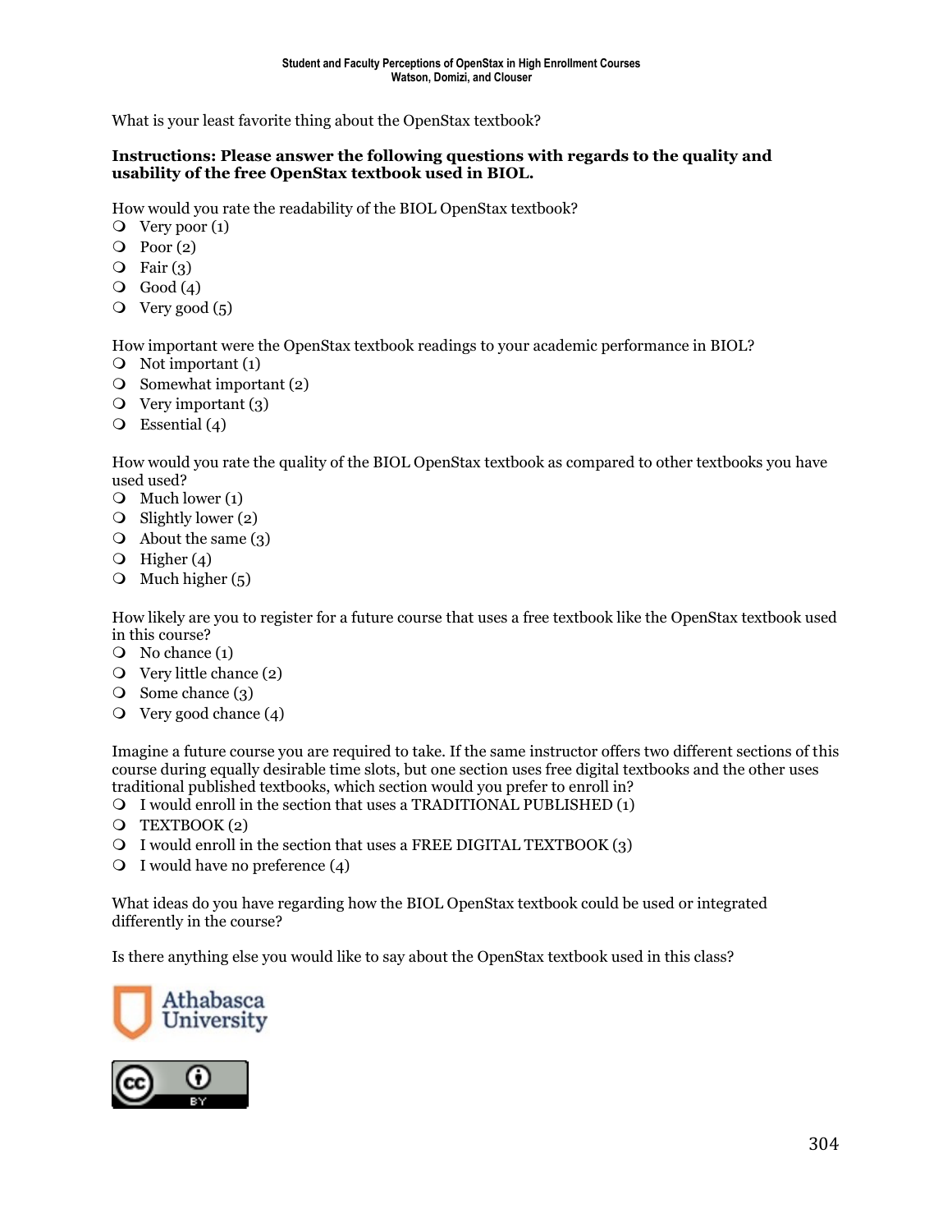What is your least favorite thing about the OpenStax textbook?

**Instructions: Please answer the following questions with regards to the quality and usability of the free OpenStax textbook used in BIOL.**

How would you rate the readability of the BIOL OpenStax textbook?

- Very poor (1)
- Poor (2)
- Fair (3)
- Good (4)
- Very good (5)

How important were the OpenStax textbook readings to your academic performance in BIOL?

- Not important (1)
- Somewhat important (2)
- Very important (3)
- Essential (4)

How would you rate the quality of the BIOL OpenStax textbook as compared to other textbooks you have used used?

- Much lower (1)
- Slightly lower (2)
- About the same (3)
- Higher (4)
- Much higher (5)

How likely are you to register for a future course that uses a free textbook like the OpenStax textbook used in this course?

- No chance (1)
- Very little chance (2)
- Some chance (3)
- Very good chance (4)

Imagine a future course you are required to take. If the same instructor offers two different sections of this course during equally desirable time slots, but one section uses free digital textbooks and the other uses traditional published textbooks, which section would you prefer to enroll in?

- I would enroll in the section that uses a TRADITIONAL PUBLISHED (1)
- TEXTBOOK (2)
- I would enroll in the section that uses a FREE DIGITAL TEXTBOOK (3)
- I would have no preference (4)

What ideas do you have regarding how the BIOL OpenStax textbook could be used or integrated differently in the course?

Is there anything else you would like to say about the OpenStax textbook used in this class?